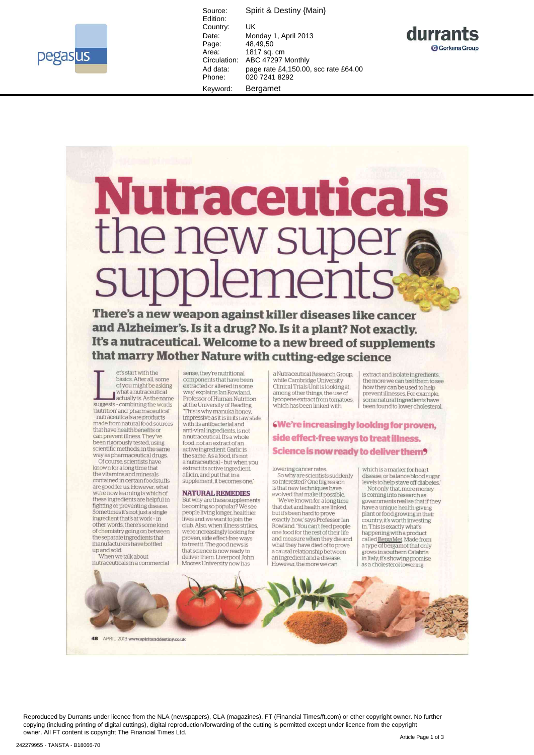| | |
|---|---|
| Source: | Spirit & Destiny {Main} |
| Edition: | |
| Country: | UK |
| Date: | Monday 1, April 2013 |
| Page: | 48,49,50 |
| Area: | 1817 sq. cm |
| Circulation: | ABC 47297 Monthly |
| Ad data: | page rate £4,150.00, scc rate £64.00 |
| Phone: | 020 7241 8292 |
| Keyword: | Bergamet |

# Nutraceuticals the new super supplements

**There's a new weapon against killer diseases like cancer and Alzheimer's. Is it a drug? No. Is it a plant? Not exactly. It's a nutraceutical. Welcome to a new breed of supplements that marry Mother Nature with cutting-edge science**

Let's start with the basics. After all, some of you might be asking what a nutraceutical actually is. As the name suggests – combining the words 'nutrition' and 'pharmaceutical' – nutraceuticals are products made from natural food sources that have health benefits or can prevent illness. They've been rigorously tested, using scientific methods, in the same way as pharmaceutical drugs.

Of course, scientists have known for a long time that the vitamins and minerals contained in certain foodstuffs are good for us. However, what we're now learning is which of these ingredients are helpful in fighting or preventing disease. Sometimes it's not just a single ingredient that's at work – in other words, there's some kind of chemistry going on between the separate ingredients that manufacturers have bottled up and sold.

'When we talk about nutraceuticals in a commercial sense, they're nutritional components that have been extracted or altered in some way,' explains Ian Rowland, Professor of Human Nutrition at the University of Reading. 'This is why manuka honey, impressive as it is in its raw state with its antibacterial and anti-viral ingredients, is not a nutraceutical. It's a whole food, not an extract of an active ingredient. Garlic is the same. As a food, it's not a nutraceutical – but when you extract its active ingredient, allicin, and put that in a supplement, it becomes one.'

## NATURAL REMEDIES

But why are these supplements becoming so popular? We see people living longer, healthier lives and we want to join the club. Also, when illness strikes, we're increasingly looking for proven, side effect-free ways to treat it. The good news is that science is now ready to deliver them. Liverpool John Moores University now has a Nutraceutical Research Group, while Cambridge University Clinical Trials Unit is looking at, among other things, the use of lycopene extract from tomatoes, which has been linked with lowering cancer rates.

> 'We're increasingly looking for proven, side effect-free ways to treat illness. Science is now ready to deliver them'

So why are scientists suddenly so interested? One big reason is that new techniques have evolved that make it possible.

'We've known for a long time that diet and health are linked, but it's been hard to prove exactly how,' says Professor Ian Rowland. 'You can't feed people one food for the rest of their life and measure when they die and what they have died of to prove a causal relationship between an ingredient and a disease. However, the more we can extract and isolate ingredients, the more we can test them to see how they can be used to help prevent illnesses. For example, some natural ingredients have been found to lower cholesterol, which is a marker for heart disease, or balance blood sugar levels to help stave off diabetes.'

Not only that, more money is coming into research as governments realise that if they have a unique health-giving plant or food growing in their country, it's worth investing in. This is exactly what's happening with a product called BergaMet. Made from a type of bergamot that only grows in southern Calabria in Italy, it's showing promise as a cholesterol-lowering

Reproduced by Durrants under licence from the NLA (newspapers), CLA (magazines), FT (Financial Times/ft.com) or other copyright owner. No further copying (including printing of digital cuttings), digital reproduction/forwarding of the cutting is permitted except under licence from the copyright owner. All FT content is copyright The Financial Times Ltd.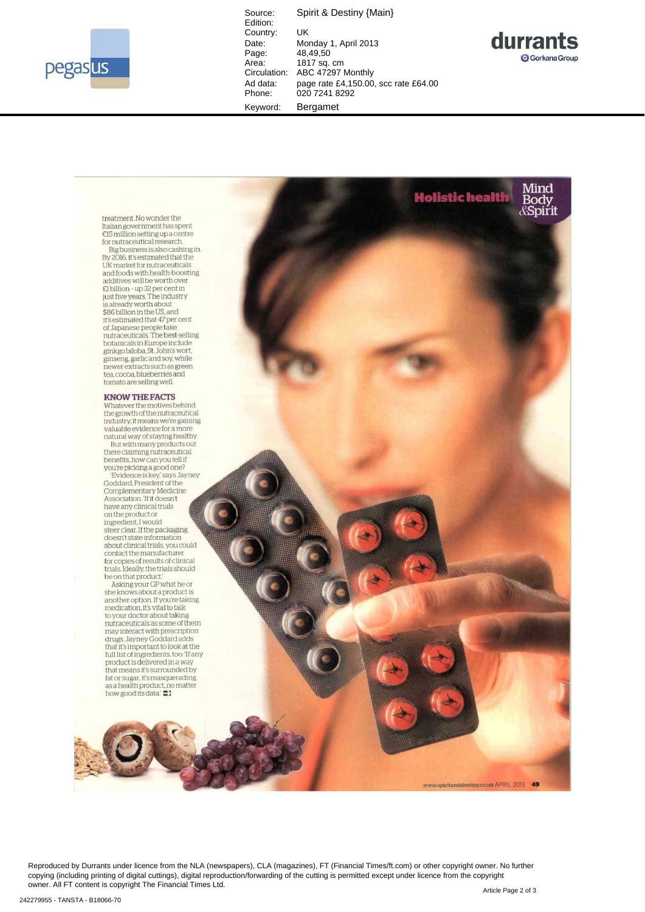Source: Spirit & Destiny {Main}
Edition:
Country: UK
Date: Monday 1, April 2013
Page: 48,49,50
Area: 1817 sq. cm
Circulation: ABC 47297 Monthly
Ad data: page rate £4,150.00, scc rate £64.00
Phone: 020 7241 8292
Keyword: Bergamet

treatment. No wonder the Italian government has spent €15 million setting up a centre for nutraceutical research.

Big business is also cashing in. By 2016, it's estimated that the UK market for nutraceuticals and foods with health-boosting additives will be worth over £1 billion – up 32 per cent in just five years. The industry is already worth about $86 billion in the US, and it's estimated that 47 per cent of Japanese people take nutraceuticals. The best-selling botanicals in Europe include ginkgo biloba, St. John's wort, ginseng, garlic and soy, while newer extracts such as green tea, cocoa, blueberries and tomato are selling well.

## KNOW THE FACTS

Whatever the motives behind the growth of the nutraceutical industry, it means we're gaining valuable evidence for a more natural way of staying healthy.

But with many products out there claiming nutraceutical benefits, how can you tell if you're picking a good one?

'Evidence is key,' says Jayney Goddard, President of the Complementary Medicine Association. 'If it doesn't have any clinical trials on the product or ingredient, I would steer clear. If the packaging doesn't state information about clinical trials, you could contact the manufacturer for copies of results of clinical trials. Ideally, the trials should be on that product.'

Asking your GP what he or she knows about a product is another option. If you're taking medication, it's vital to talk to your doctor about taking nutraceuticals as some of them may interact with prescription drugs. Jayney Goddard adds that it's important to look at the full list of ingredients, too: 'If any product is delivered in a way that means it's surrounded by fat or sugar, it's masquerading as a health product, no matter how good its data.'

Reproduced by Durrants under licence from the NLA (newspapers), CLA (magazines), FT (Financial Times/ft.com) or other copyright owner. No further copying (including printing of digital cuttings), digital reproduction/forwarding of the cutting is permitted except under licence from the copyright owner. All FT content is copyright The Financial Times Ltd.

242279955 - TANSTA - B18066-70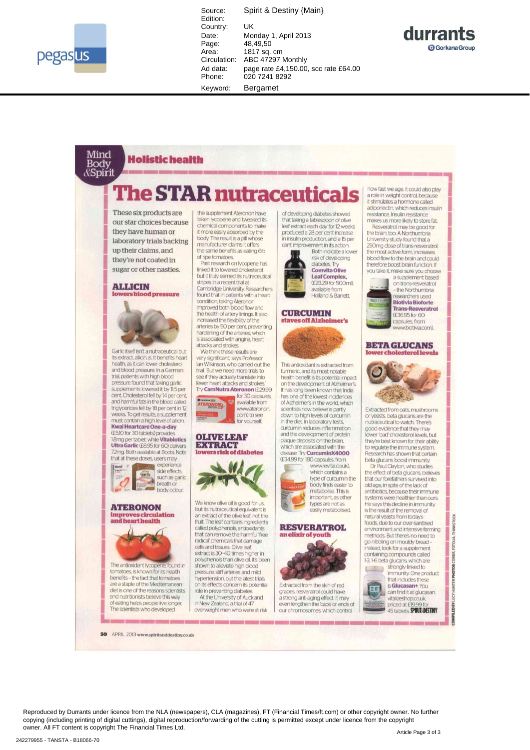Source: Spirit & Destiny {Main}
Edition:
Country: UK
Date: Monday 1, April 2013
Page: 48,49,50
Area: 1817 sq. cm
Circulation: ABC 47297 Monthly
Ad data: page rate £4,150.00, scc rate £64.00
Phone: 020 7241 8292
Keyword: Bergamet

Mind Body &Spirit

**Holistic health**

# The STAR nutraceuticals

These six products are our star choices because they have human or laboratory trials backing up their claims, and they're not coated in sugar or other nasties.

## ALLICIN
### lowers blood pressure

Garlic itself isn't a nutraceutical but its extract, allicin, is. It benefits heart health, as it can lower cholesterol and blood pressure. In a German trial, patients with high blood pressure found that taking garlic supplements lowered it by 11.5 per cent. Cholesterol fell by 14 per cent, and harmful fats in the blood called triglycerides fell by 18 per cent in 12 weeks. To get results, a supplement must contain a high level of allicin. **Kwai Heartcare One-a-day** (£5.10 for 30 tablets) provides 1.8mg per tablet, while **Vitabiotics Ultra Garlic** (£8.95 for 60) delivers 72mg. Both available at Boots. Note that at these doses, users may experience side effects, such as garlic breath or body odour.

## ATERONON
### improves circulation and heart health

The antioxidant lycopene, found in tomatoes, is known for its health benefits – the fact that tomatoes are a staple of the Mediterranean diet is one of the reasons scientists and nutritionists believe this way of eating helps people live longer. The scientists who developed the supplement Ateronon have taken lycopene and tweaked its chemical components to make it more easily absorbed by the body. The result is a pill whose manufacturer claims it offers the same benefits as eating 6lb of ripe tomatoes.

Past research on lycopene has linked it to lowered cholesterol, but it truly earned its nutraceutical stripes in a recent trial at Cambridge University. Researchers found that in patients with a heart condition, taking Ateronon improved both blood flow and the health of artery linings. It also increased the flexibility of the arteries by 50 per cent, preventing hardening of the arteries, which is associated with angina, heart attacks and strokes.

'We think these results are very significant,' says Professor Ian Wilkinson, who carried out the trial. 'But we need more trials to see if they actually translate into fewer heart attacks and strokes.' Try **CamNutra Ateronon** (£29.99 for 30 capsules, available from www.ateronon.com) to see for yourself.

## OLIVE LEAF EXTRACT
### lowers risk of diabetes

We know olive oil is good for us, but its nutraceutical equivalent is an extract of the olive leaf, not the fruit. The leaf contains ingredients called polyphenols, antioxidants that can remove the harmful 'free radical' chemicals that damage cells and tissues. Olive leaf extract is 30-40 times higher in polyphenols than olive oil. It's been shown to alleviate high blood pressure, stiff arteries and mild hypertension, but the latest trials on its effects concern its potential role in preventing diabetes.

At the University of Auckland in New Zealand, a trial of 47 overweight men who were at risk of developing diabetes showed that taking a tablespoon of olive leaf extract each day for 12 weeks produced a 28 per cent increase in insulin production, and a 15 per cent improvement in its action. Both indicate a lower risk of developing diabetes. Try **Comvita Olive Leaf Complex**, (£23.29 for 500ml), available from Holland & Barrett.

## CURCUMIN
### staves off Alzheimer's

This antioxidant is extracted from turmeric, and its most notable health benefit is its potential impact on the development of Alzheimer's. It has long been known that India has one of the lowest incidences of Alzheimer's in the world, which scientists now believe is partly down to high levels of curcumin in the diet. In laboratory tests, curcumin reduces inflammation and the development of protein plaque deposits on the brain, which are associated with the disease. Try **CurcuminX4000** (£34.99 for 180 capsules, from www.revital.co.uk), which contains a type of curcumin the body finds easier to metabolise. This is important, as other types are not as easily metabolised.

## RESVERATROL
### an elixir of youth

Extracted from the skin of red grapes, resveratrol could have a strong anti-aging effect. It may even lengthen the 'caps' or ends of our chromosomes, which control how fast we age. It could also play a role in weight control, because it stimulates a hormone called adiponectin, which reduces insulin resistance. Insulin resistance makes us more likely to store fat.

Resveratrol may be good for the brain, too. A Northumbria University study found that a 250mg dose of trans-resveratrol, the most active form, increases blood flow to the brain and could therefore boost brain function. If you take it, make sure you choose a supplement based on trans-resveratrol – the Northumbria researchers used **Biotivia Bioforte Trans-Resveratrol** (£36.95 for 60 capsules, from www.biotivia.com).

## BETA GLUCANS
### lower cholesterol levels

Extracted from oats, mushrooms or yeasts, beta glucans are the nutraceutical to watch. There's good evidence that they may lower 'bad' cholesterol levels, but they're best known for their ability to regulate the immune system. Research has shown that certain beta glucans boost immunity.

Dr Paul Clayton, who studies the effect of beta glucans, believes that our forefathers survived into old age, in spite of the lack of antibiotics, because their immune systems were healthier than ours. He says this decline in immunity is the result of the removal of natural yeasts from today's foods, due to our over-sanitised environment and intensive farming methods. But there's no need to go nibbling on mouldy bread – instead, look for a supplement containing compounds called 1-3, 1-6 beta glucans, which are strongly linked to immunity. One product that includes these is **Glucasan+**. You can find it at glucasan.vitalizeshop.co.uk, priced at £19.99 for 45 tablets. SPIRIT&DESTINY

COMPILED BY LUCY HUNTER PHOTOS CORBIS, FOTOLIA, THINKSTOCK

50 APRIL 2013 www.spiritanddestiny.co.uk

Reproduced by Durrants under licence from the NLA (newspapers), CLA (magazines), FT (Financial Times/ft.com) or other copyright owner. No further copying (including printing of digital cuttings), digital reproduction/forwarding of the cutting is permitted except under licence from the copyright owner. All FT content is copyright The Financial Times Ltd.

242279955 - TANSTA - B18066-70